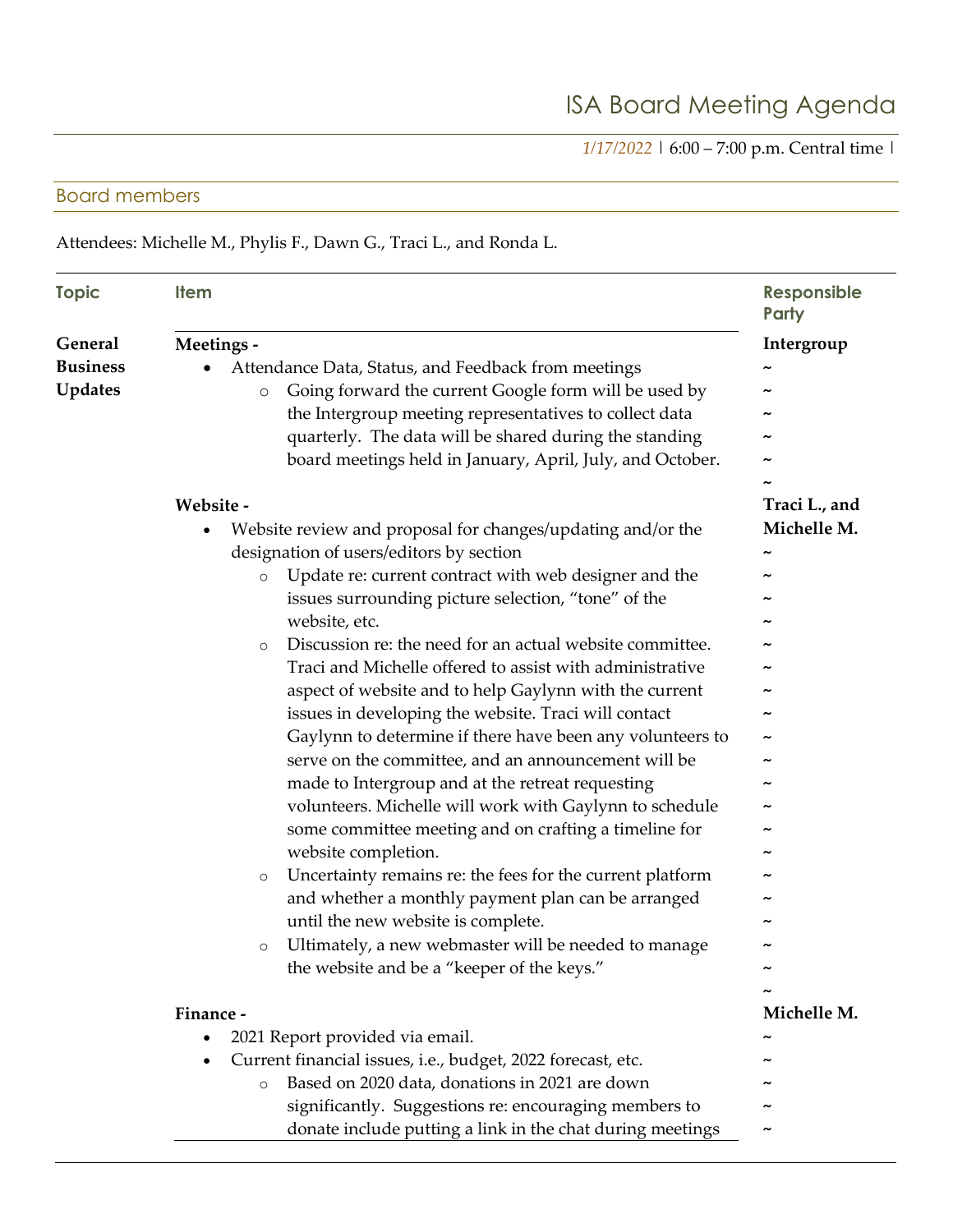# ISA Board Meeting Agenda

*1/17/2022* | 6:00 – 7:00 p.m. Central time |

## Board members

Attendees: Michelle M., Phylis F., Dawn G., Traci L., and Ronda L.

| Topic | Item | Responsible Party |
|---|---|---|
| **General Business Updates** | **Meetings -**<br>• Attendance Data, Status, and Feedback from meetings<br>  ○ Going forward the current Google form will be used by the Intergroup meeting representatives to collect data quarterly. The data will be shared during the standing board meetings held in January, April, July, and October. | **Intergroup** |
| | **Website -**<br>• Website review and proposal for changes/updating and/or the designation of users/editors by section<br>  ○ Update re: current contract with web designer and the issues surrounding picture selection, "tone" of the website, etc.<br>  ○ Discussion re: the need for an actual website committee. Traci and Michelle offered to assist with administrative aspect of website and to help Gaylynn with the current issues in developing the website. Traci will contact Gaylynn to determine if there have been any volunteers to serve on the committee, and an announcement will be made to Intergroup and at the retreat requesting volunteers. Michelle will work with Gaylynn to schedule some committee meeting and on crafting a timeline for website completion.<br>  ○ Uncertainty remains re: the fees for the current platform and whether a monthly payment plan can be arranged until the new website is complete.<br>  ○ Ultimately, a new webmaster will be needed to manage the website and be a "keeper of the keys." | **Traci L., and Michelle M.** |
| | **Finance -**<br>• 2021 Report provided via email.<br>• Current financial issues, i.e., budget, 2022 forecast, etc.<br>  ○ Based on 2020 data, donations in 2021 are down significantly. Suggestions re: encouraging members to donate include putting a link in the chat during meetings | **Michelle M.** |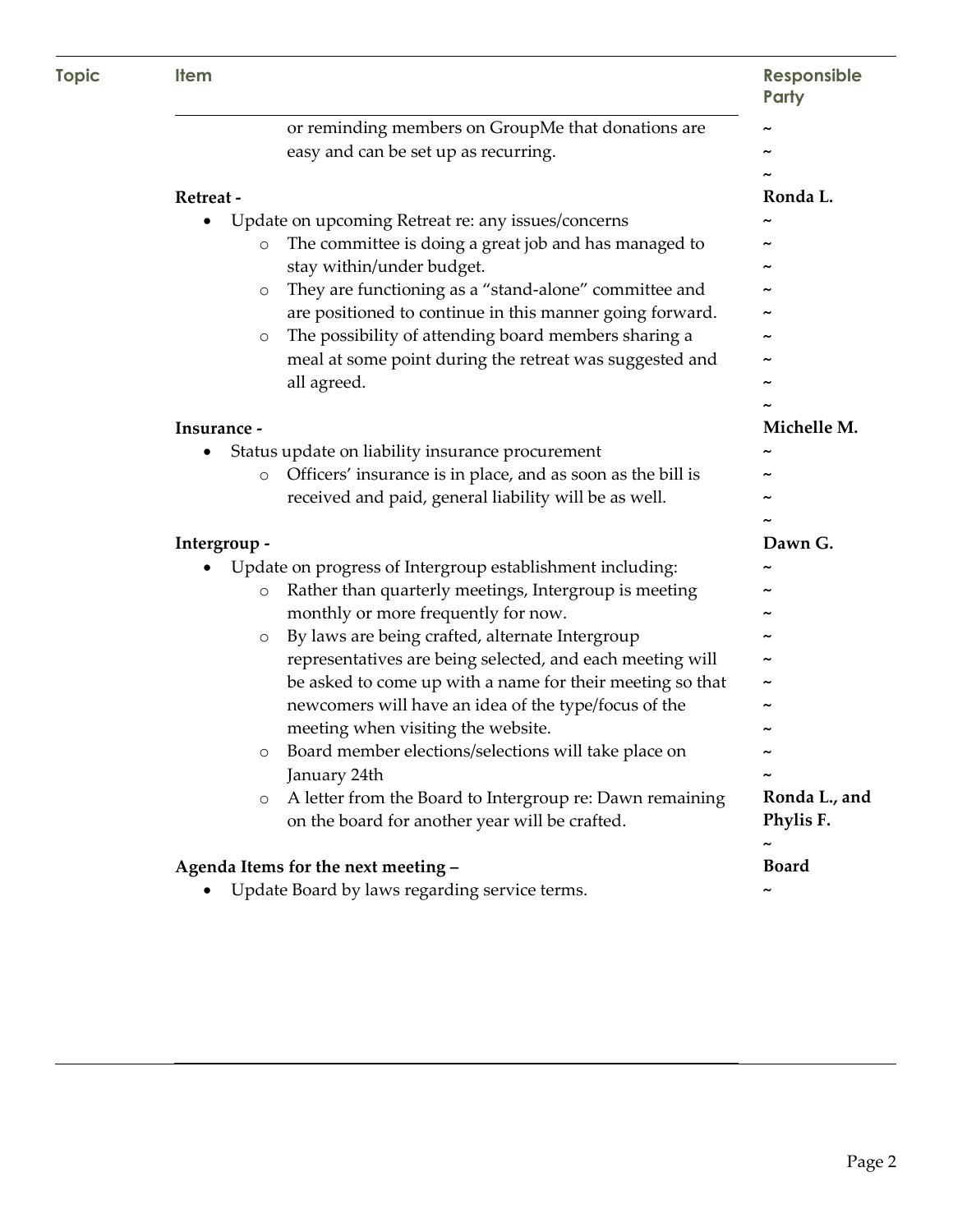| Topic | Item | Responsible Party |
|---|---|---|
| | or reminding members on GroupMe that donations are easy and can be set up as recurring. | ~ |
| | **Retreat -** | **Ronda L.** |
| | • Update on upcoming Retreat re: any issues/concerns<br>  ○ The committee is doing a great job and has managed to stay within/under budget.<br>  ○ They are functioning as a "stand-alone" committee and are positioned to continue in this manner going forward.<br>  ○ The possibility of attending board members sharing a meal at some point during the retreat was suggested and all agreed. | ~ |
| | **Insurance -** | **Michelle M.** |
| | • Status update on liability insurance procurement<br>  ○ Officers' insurance is in place, and as soon as the bill is received and paid, general liability will be as well. | ~ |
| | **Intergroup -** | **Dawn G.** |
| | • Update on progress of Intergroup establishment including:<br>  ○ Rather than quarterly meetings, Intergroup is meeting monthly or more frequently for now.<br>  ○ By laws are being crafted, alternate Intergroup representatives are being selected, and each meeting will be asked to come up with a name for their meeting so that newcomers will have an idea of the type/focus of the meeting when visiting the website.<br>  ○ Board member elections/selections will take place on January 24th | ~ |
| | ○ A letter from the Board to Intergroup re: Dawn remaining on the board for another year will be crafted. | **Ronda L., and Phylis F.** |
| | **Agenda Items for the next meeting –** | **Board** |
| | • Update Board by laws regarding service terms. | ~ |